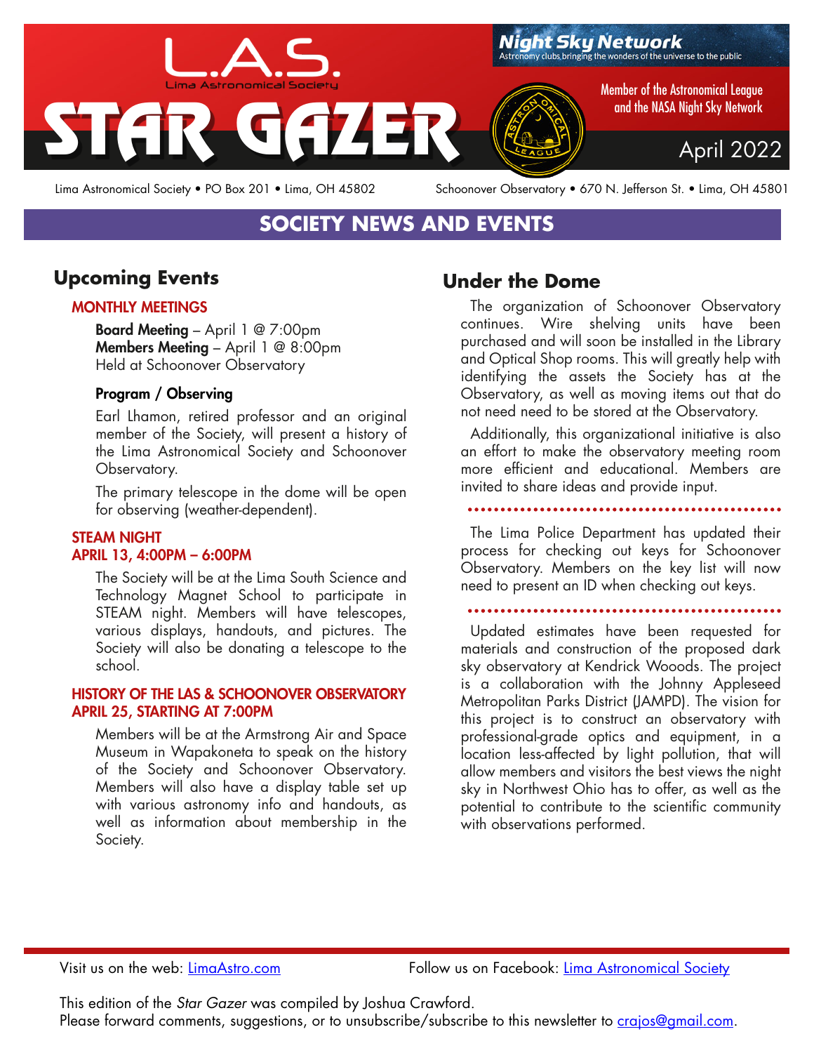# L.A.S. Lima Astronomical Society STAR GAZER

Night Sky Network — Astronomy clubs bringing the wonders of the universe to the public

Member of the Astronomical League and the NASA Night Sky Network

April 2022

Lima Astronomical Society • PO Box 201 • Lima, OH 45802

Schoonover Observatory • 670 N. Jefferson St. • Lima, OH 45801

## SOCIETY NEWS AND EVENTS

### Upcoming Events

**MONTHLY MEETINGS**

**Board Meeting** – April 1 @ 7:00pm
**Members Meeting** – April 1 @ 8:00pm
Held at Schoonover Observatory

**Program / Observing**

Earl Lhamon, retired professor and an original member of the Society, will present a history of the Lima Astronomical Society and Schoonover Observatory.

The primary telescope in the dome will be open for observing (weather-dependent).

**STEAM NIGHT**
**APRIL 13, 4:00PM – 6:00PM**

The Society will be at the Lima South Science and Technology Magnet School to participate in STEAM night. Members will have telescopes, various displays, handouts, and pictures. The Society will also be donating a telescope to the school.

**HISTORY OF THE LAS & SCHOONOVER OBSERVATORY**
**APRIL 25, STARTING AT 7:00PM**

Members will be at the Armstrong Air and Space Museum in Wapakoneta to speak on the history of the Society and Schoonover Observatory. Members will also have a display table set up with various astronomy info and handouts, as well as information about membership in the Society.

### Under the Dome

The organization of Schoonover Observatory continues. Wire shelving units have been purchased and will soon be installed in the Library and Optical Shop rooms. This will greatly help with identifying the assets the Society has at the Observatory, as well as moving items out that do not need need to be stored at the Observatory.

Additionally, this organizational initiative is also an effort to make the observatory meeting room more efficient and educational. Members are invited to share ideas and provide input.

The Lima Police Department has updated their process for checking out keys for Schoonover Observatory. Members on the key list will now need to present an ID when checking out keys.

Updated estimates have been requested for materials and construction of the proposed dark sky observatory at Kendrick Wooods. The project is a collaboration with the Johnny Appleseed Metropolitan Parks District (JAMPD). The vision for this project is to construct an observatory with professional-grade optics and equipment, in a location less-affected by light pollution, that will allow members and visitors the best views the night sky in Northwest Ohio has to offer, as well as the potential to contribute to the scientific community with observations performed.

Visit us on the web: [LimaAstro.com](LimaAstro.com)

Follow us on Facebook: [Lima Astronomical Society](Lima Astronomical Society)

This edition of the *Star Gazer* was compiled by Joshua Crawford.
Please forward comments, suggestions, or to unsubscribe/subscribe to this newsletter to [crajos@gmail.com](crajos@gmail.com).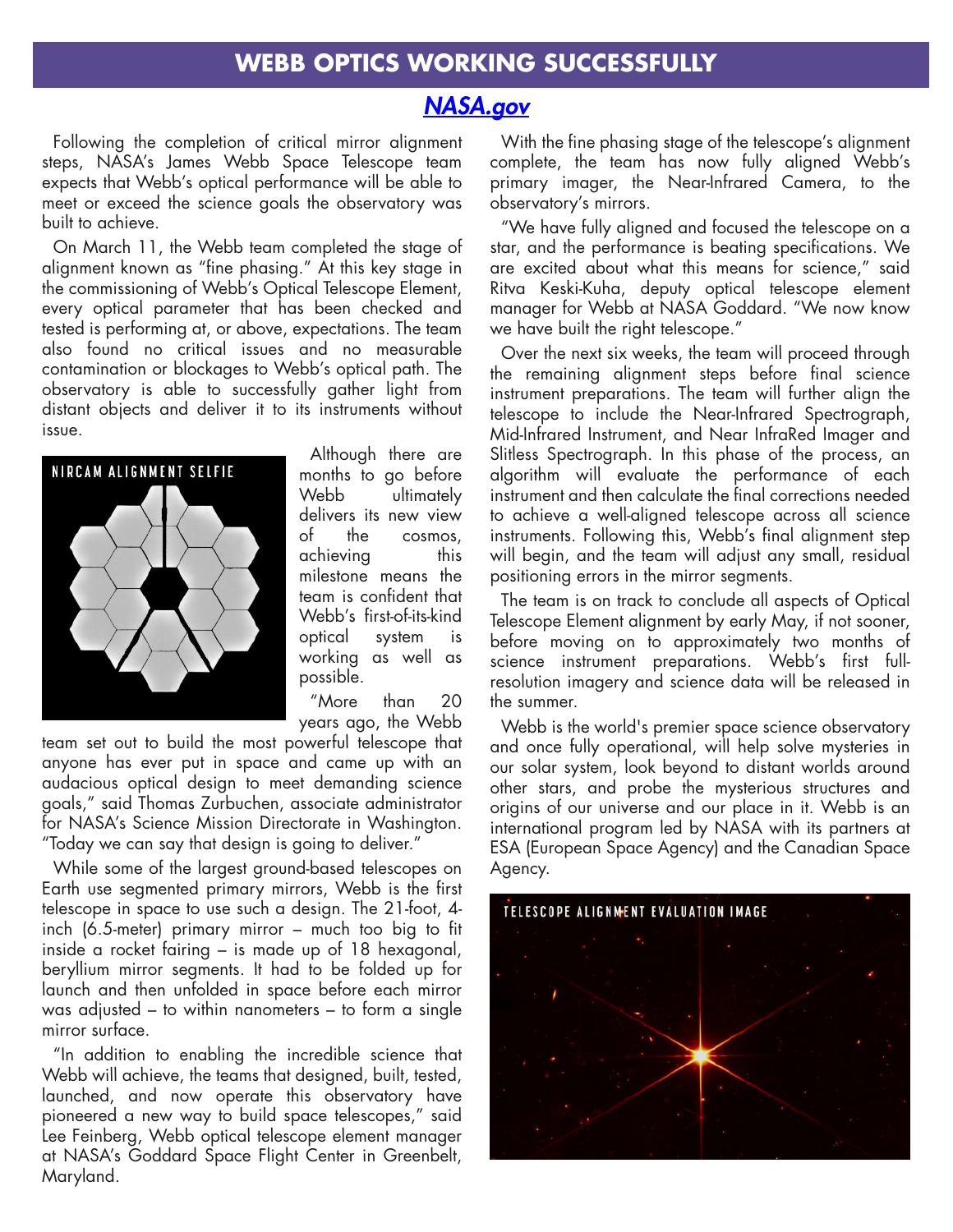## WEBB OPTICS WORKING SUCCESSFULLY

*NASA.gov*

Following the completion of critical mirror alignment steps, NASA's James Webb Space Telescope team expects that Webb's optical performance will be able to meet or exceed the science goals the observatory was built to achieve.

On March 11, the Webb team completed the stage of alignment known as "fine phasing." At this key stage in the commissioning of Webb's Optical Telescope Element, every optical parameter that has been checked and tested is performing at, or above, expectations. The team also found no critical issues and no measurable contamination or blockages to Webb's optical path. The observatory is able to successfully gather light from distant objects and deliver it to its instruments without issue.

NIRCAM ALIGNMENT SELFIE

Although there are months to go before Webb ultimately delivers its new view of the cosmos, achieving this milestone means the team is confident that Webb's first-of-its-kind optical system is working as well as possible.

"More than 20 years ago, the Webb team set out to build the most powerful telescope that anyone has ever put in space and came up with an audacious optical design to meet demanding science goals," said Thomas Zurbuchen, associate administrator for NASA's Science Mission Directorate in Washington. "Today we can say that design is going to deliver."

While some of the largest ground-based telescopes on Earth use segmented primary mirrors, Webb is the first telescope in space to use such a design. The 21-foot, 4-inch (6.5-meter) primary mirror – much too big to fit inside a rocket fairing – is made up of 18 hexagonal, beryllium mirror segments. It had to be folded up for launch and then unfolded in space before each mirror was adjusted – to within nanometers – to form a single mirror surface.

"In addition to enabling the incredible science that Webb will achieve, the teams that designed, built, tested, launched, and now operate this observatory have pioneered a new way to build space telescopes," said Lee Feinberg, Webb optical telescope element manager at NASA's Goddard Space Flight Center in Greenbelt, Maryland.

With the fine phasing stage of the telescope's alignment complete, the team has now fully aligned Webb's primary imager, the Near-Infrared Camera, to the observatory's mirrors.

"We have fully aligned and focused the telescope on a star, and the performance is beating specifications. We are excited about what this means for science," said Ritva Keski-Kuha, deputy optical telescope element manager for Webb at NASA Goddard. "We now know we have built the right telescope."

Over the next six weeks, the team will proceed through the remaining alignment steps before final science instrument preparations. The team will further align the telescope to include the Near-Infrared Spectrograph, Mid-Infrared Instrument, and Near InfraRed Imager and Slitless Spectrograph. In this phase of the process, an algorithm will evaluate the performance of each instrument and then calculate the final corrections needed to achieve a well-aligned telescope across all science instruments. Following this, Webb's final alignment step will begin, and the team will adjust any small, residual positioning errors in the mirror segments.

The team is on track to conclude all aspects of Optical Telescope Element alignment by early May, if not sooner, before moving on to approximately two months of science instrument preparations. Webb's first full-resolution imagery and science data will be released in the summer.

Webb is the world's premier space science observatory and once fully operational, will help solve mysteries in our solar system, look beyond to distant worlds around other stars, and probe the mysterious structures and origins of our universe and our place in it. Webb is an international program led by NASA with its partners at ESA (European Space Agency) and the Canadian Space Agency.

TELESCOPE ALIGNMENT EVALUATION IMAGE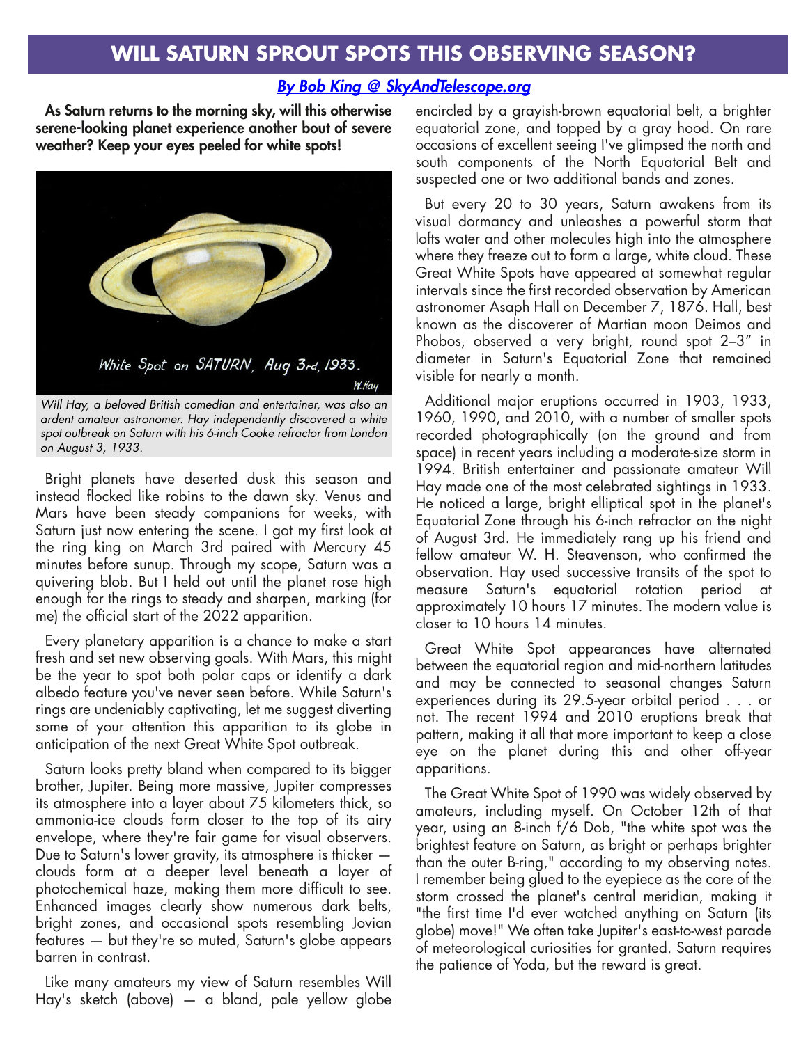# WILL SATURN SPROUT SPOTS THIS OBSERVING SEASON?

*By Bob King @ SkyAndTelescope.org*

**As Saturn returns to the morning sky, will this otherwise serene-looking planet experience another bout of severe weather? Keep your eyes peeled for white spots!**

*Will Hay, a beloved British comedian and entertainer, was also an ardent amateur astronomer. Hay independently discovered a white spot outbreak on Saturn with his 6-inch Cooke refractor from London on August 3, 1933.*

Bright planets have deserted dusk this season and instead flocked like robins to the dawn sky. Venus and Mars have been steady companions for weeks, with Saturn just now entering the scene. I got my first look at the ring king on March 3rd paired with Mercury 45 minutes before sunup. Through my scope, Saturn was a quivering blob. But I held out until the planet rose high enough for the rings to steady and sharpen, marking (for me) the official start of the 2022 apparition.

Every planetary apparition is a chance to make a start fresh and set new observing goals. With Mars, this might be the year to spot both polar caps or identify a dark albedo feature you've never seen before. While Saturn's rings are undeniably captivating, let me suggest diverting some of your attention this apparition to its globe in anticipation of the next Great White Spot outbreak.

Saturn looks pretty bland when compared to its bigger brother, Jupiter. Being more massive, Jupiter compresses its atmosphere into a layer about 75 kilometers thick, so ammonia-ice clouds form closer to the top of its airy envelope, where they're fair game for visual observers. Due to Saturn's lower gravity, its atmosphere is thicker — clouds form at a deeper level beneath a layer of photochemical haze, making them more difficult to see. Enhanced images clearly show numerous dark belts, bright zones, and occasional spots resembling Jovian features — but they're so muted, Saturn's globe appears barren in contrast.

Like many amateurs my view of Saturn resembles Will Hay's sketch (above) — a bland, pale yellow globe encircled by a grayish-brown equatorial belt, a brighter equatorial zone, and topped by a gray hood. On rare occasions of excellent seeing I've glimpsed the north and south components of the North Equatorial Belt and suspected one or two additional bands and zones.

But every 20 to 30 years, Saturn awakens from its visual dormancy and unleashes a powerful storm that lofts water and other molecules high into the atmosphere where they freeze out to form a large, white cloud. These Great White Spots have appeared at somewhat regular intervals since the first recorded observation by American astronomer Asaph Hall on December 7, 1876. Hall, best known as the discoverer of Martian moon Deimos and Phobos, observed a very bright, round spot 2–3" in diameter in Saturn's Equatorial Zone that remained visible for nearly a month.

Additional major eruptions occurred in 1903, 1933, 1960, 1990, and 2010, with a number of smaller spots recorded photographically (on the ground and from space) in recent years including a moderate-size storm in 1994. British entertainer and passionate amateur Will Hay made one of the most celebrated sightings in 1933. He noticed a large, bright elliptical spot in the planet's Equatorial Zone through his 6-inch refractor on the night of August 3rd. He immediately rang up his friend and fellow amateur W. H. Steavenson, who confirmed the observation. Hay used successive transits of the spot to measure Saturn's equatorial rotation period at approximately 10 hours 17 minutes. The modern value is closer to 10 hours 14 minutes.

Great White Spot appearances have alternated between the equatorial region and mid-northern latitudes and may be connected to seasonal changes Saturn experiences during its 29.5-year orbital period . . . or not. The recent 1994 and 2010 eruptions break that pattern, making it all that more important to keep a close eye on the planet during this and other off-year apparitions.

The Great White Spot of 1990 was widely observed by amateurs, including myself. On October 12th of that year, using an 8-inch f/6 Dob, "the white spot was the brightest feature on Saturn, as bright or perhaps brighter than the outer B-ring," according to my observing notes. I remember being glued to the eyepiece as the core of the storm crossed the planet's central meridian, making it "the first time I'd ever watched anything on Saturn (its globe) move!" We often take Jupiter's east-to-west parade of meteorological curiosities for granted. Saturn requires the patience of Yoda, but the reward is great.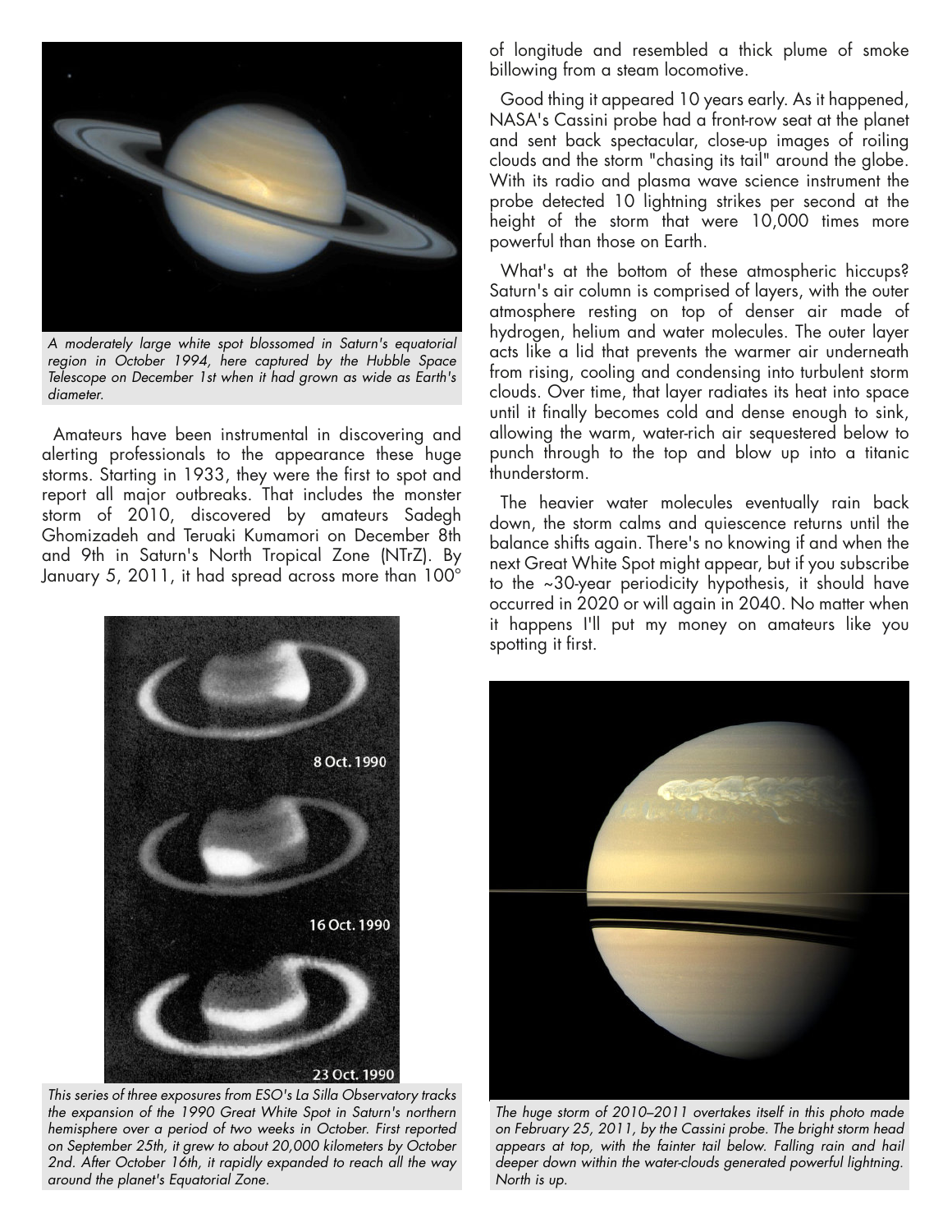A moderately large white spot blossomed in Saturn's equatorial region in October 1994, here captured by the Hubble Space Telescope on December 1st when it had grown as wide as Earth's diameter.

Amateurs have been instrumental in discovering and alerting professionals to the appearance these huge storms. Starting in 1933, they were the first to spot and report all major outbreaks. That includes the monster storm of 2010, discovered by amateurs Sadegh Ghomizadeh and Teruaki Kumamori on December 8th and 9th in Saturn's North Tropical Zone (NTrZ). By January 5, 2011, it had spread across more than 100° of longitude and resembled a thick plume of smoke billowing from a steam locomotive.

This series of three exposures from ESO's La Silla Observatory tracks the expansion of the 1990 Great White Spot in Saturn's northern hemisphere over a period of two weeks in October. First reported on September 25th, it grew to about 20,000 kilometers by October 2nd. After October 16th, it rapidly expanded to reach all the way around the planet's Equatorial Zone.

Good thing it appeared 10 years early. As it happened, NASA's Cassini probe had a front-row seat at the planet and sent back spectacular, close-up images of roiling clouds and the storm "chasing its tail" around the globe. With its radio and plasma wave science instrument the probe detected 10 lightning strikes per second at the height of the storm that were 10,000 times more powerful than those on Earth.

What's at the bottom of these atmospheric hiccups? Saturn's air column is comprised of layers, with the outer atmosphere resting on top of denser air made of hydrogen, helium and water molecules. The outer layer acts like a lid that prevents the warmer air underneath from rising, cooling and condensing into turbulent storm clouds. Over time, that layer radiates its heat into space until it finally becomes cold and dense enough to sink, allowing the warm, water-rich air sequestered below to punch through to the top and blow up into a titanic thunderstorm.

The heavier water molecules eventually rain back down, the storm calms and quiescence returns until the balance shifts again. There's no knowing if and when the next Great White Spot might appear, but if you subscribe to the ~30-year periodicity hypothesis, it should have occurred in 2020 or will again in 2040. No matter when it happens I'll put my money on amateurs like you spotting it first.

The huge storm of 2010–2011 overtakes itself in this photo made on February 25, 2011, by the Cassini probe. The bright storm head appears at top, with the fainter tail below. Falling rain and hail deeper down within the water-clouds generated powerful lightning. North is up.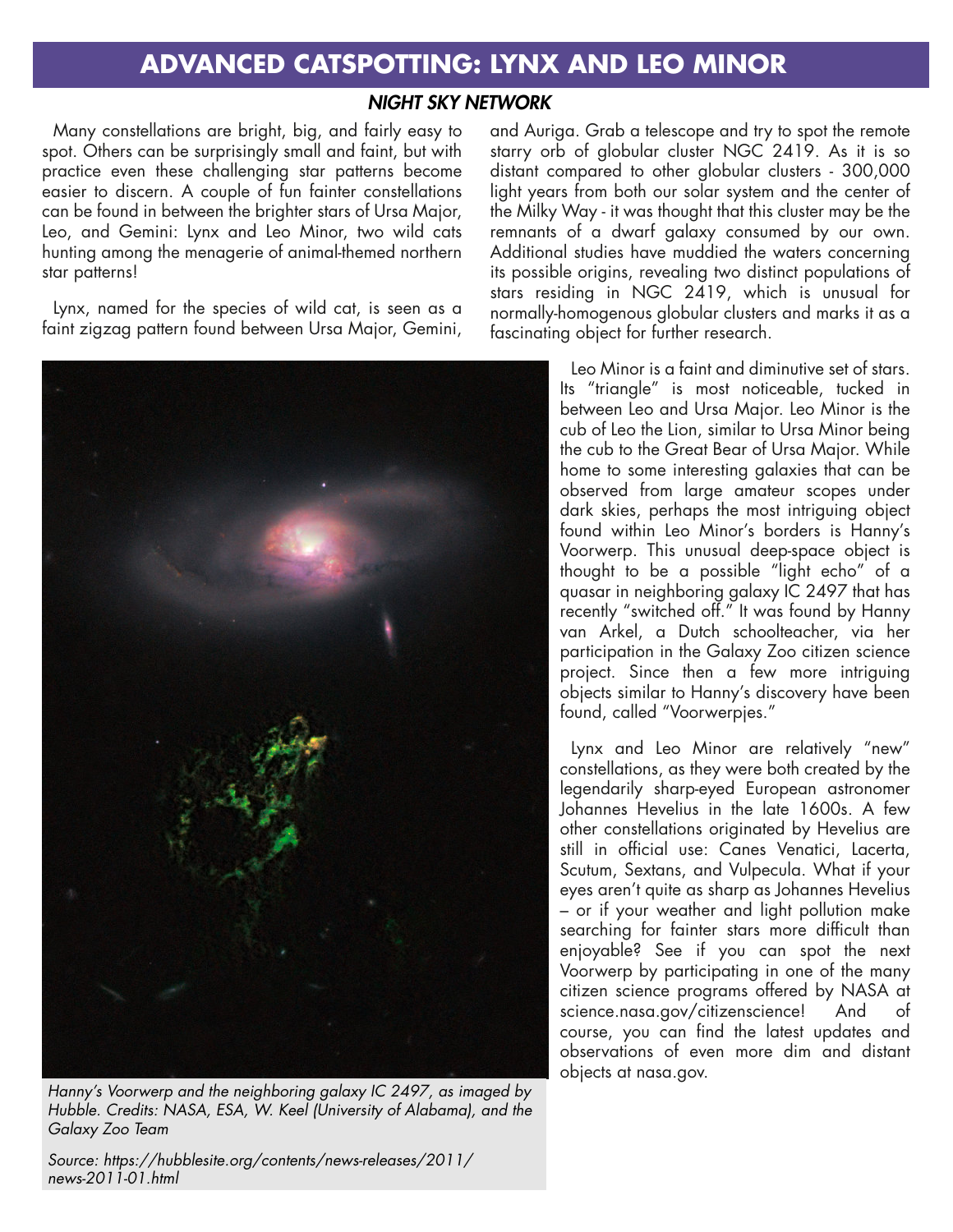# ADVANCED CATSPOTTING: LYNX AND LEO MINOR

***NIGHT SKY NETWORK***

Many constellations are bright, big, and fairly easy to spot. Others can be surprisingly small and faint, but with practice even these challenging star patterns become easier to discern. A couple of fun fainter constellations can be found in between the brighter stars of Ursa Major, Leo, and Gemini: Lynx and Leo Minor, two wild cats hunting among the menagerie of animal-themed northern star patterns!

Lynx, named for the species of wild cat, is seen as a faint zigzag pattern found between Ursa Major, Gemini, and Auriga. Grab a telescope and try to spot the remote starry orb of globular cluster NGC 2419. As it is so distant compared to other globular clusters - 300,000 light years from both our solar system and the center of the Milky Way - it was thought that this cluster may be the remnants of a dwarf galaxy consumed by our own. Additional studies have muddied the waters concerning its possible origins, revealing two distinct populations of stars residing in NGC 2419, which is unusual for normally-homogenous globular clusters and marks it as a fascinating object for further research.

Leo Minor is a faint and diminutive set of stars. Its "triangle" is most noticeable, tucked in between Leo and Ursa Major. Leo Minor is the cub of Leo the Lion, similar to Ursa Minor being the cub to the Great Bear of Ursa Major. While home to some interesting galaxies that can be observed from large amateur scopes under dark skies, perhaps the most intriguing object found within Leo Minor's borders is Hanny's Voorwerp. This unusual deep-space object is thought to be a possible "light echo" of a quasar in neighboring galaxy IC 2497 that has recently "switched off." It was found by Hanny van Arkel, a Dutch schoolteacher, via her participation in the Galaxy Zoo citizen science project. Since then a few more intriguing objects similar to Hanny's discovery have been found, called "Voorwerpjes."

Lynx and Leo Minor are relatively "new" constellations, as they were both created by the legendarily sharp-eyed European astronomer Johannes Hevelius in the late 1600s. A few other constellations originated by Hevelius are still in official use: Canes Venatici, Lacerta, Scutum, Sextans, and Vulpecula. What if your eyes aren't quite as sharp as Johannes Hevelius – or if your weather and light pollution make searching for fainter stars more difficult than enjoyable? See if you can spot the next Voorwerp by participating in one of the many citizen science programs offered by NASA at science.nasa.gov/citizenscience! And of course, you can find the latest updates and observations of even more dim and distant objects at nasa.gov.

*Hanny's Voorwerp and the neighboring galaxy IC 2497, as imaged by Hubble. Credits: NASA, ESA, W. Keel (University of Alabama), and the Galaxy Zoo Team*

*Source: https://hubblesite.org/contents/news-releases/2011/news-2011-01.html*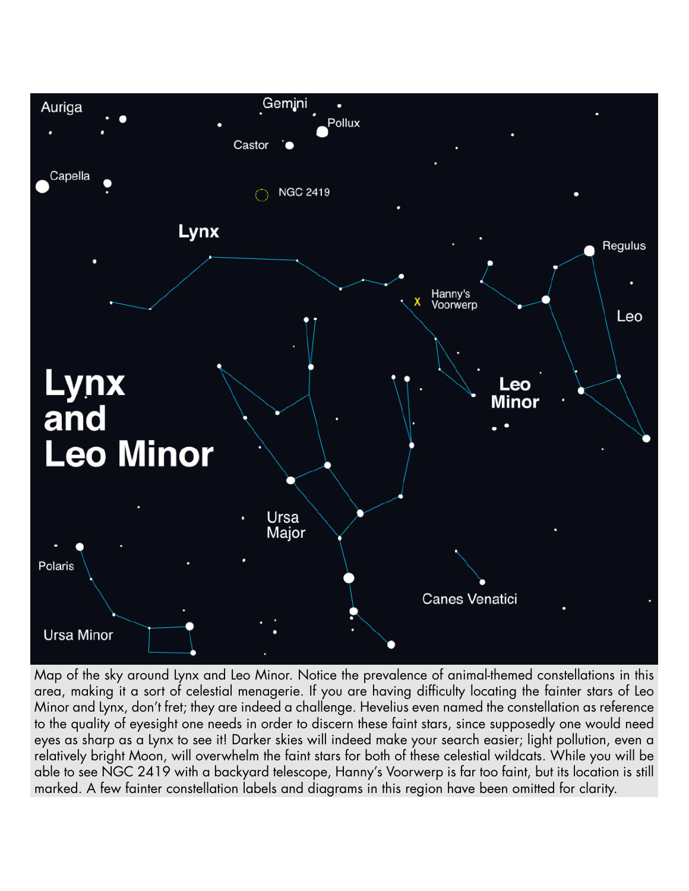Map of the sky around Lynx and Leo Minor. Notice the prevalence of animal-themed constellations in this area, making it a sort of celestial menagerie. If you are having difficulty locating the fainter stars of Leo Minor and Lynx, don't fret; they are indeed a challenge. Hevelius even named the constellation as reference to the quality of eyesight one needs in order to discern these faint stars, since supposedly one would need eyes as sharp as a Lynx to see it! Darker skies will indeed make your search easier; light pollution, even a relatively bright Moon, will overwhelm the faint stars for both of these celestial wildcats. While you will be able to see NGC 2419 with a backyard telescope, Hanny's Voorwerp is far too faint, but its location is still marked. A few fainter constellation labels and diagrams in this region have been omitted for clarity.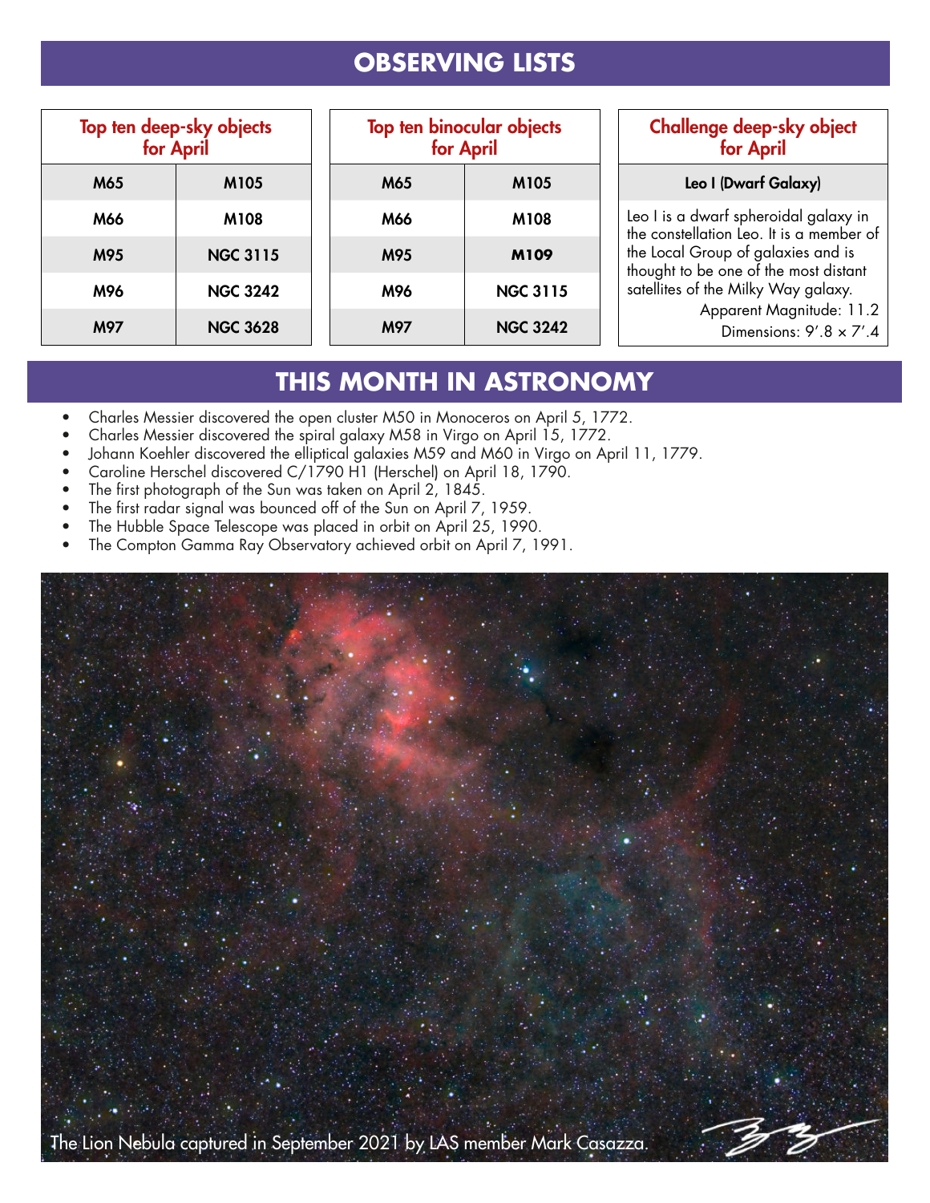# OBSERVING LISTS

| Top ten deep-sky objects for April | |
|---|---|
| M65 | M105 |
| M66 | M108 |
| M95 | NGC 3115 |
| M96 | NGC 3242 |
| M97 | NGC 3628 |

| Top ten binocular objects for April | |
|---|---|
| M65 | M105 |
| M66 | M108 |
| M95 | M109 |
| M96 | NGC 3115 |
| M97 | NGC 3242 |

### Challenge deep-sky object for April

**Leo I (Dwarf Galaxy)**

Leo I is a dwarf spheroidal galaxy in the constellation Leo. It is a member of the Local Group of galaxies and is thought to be one of the most distant satellites of the Milky Way galaxy.

Apparent Magnitude: 11.2

Dimensions: 9′.8 × 7′.4

# THIS MONTH IN ASTRONOMY

- Charles Messier discovered the open cluster M50 in Monoceros on April 5, 1772.
- Charles Messier discovered the spiral galaxy M58 in Virgo on April 15, 1772.
- Johann Koehler discovered the elliptical galaxies M59 and M60 in Virgo on April 11, 1779.
- Caroline Herschel discovered C/1790 H1 (Herschel) on April 18, 1790.
- The first photograph of the Sun was taken on April 2, 1845.
- The first radar signal was bounced off of the Sun on April 7, 1959.
- The Hubble Space Telescope was placed in orbit on April 25, 1990.
- The Compton Gamma Ray Observatory achieved orbit on April 7, 1991.

The Lion Nebula captured in September 2021 by LAS member Mark Casazza.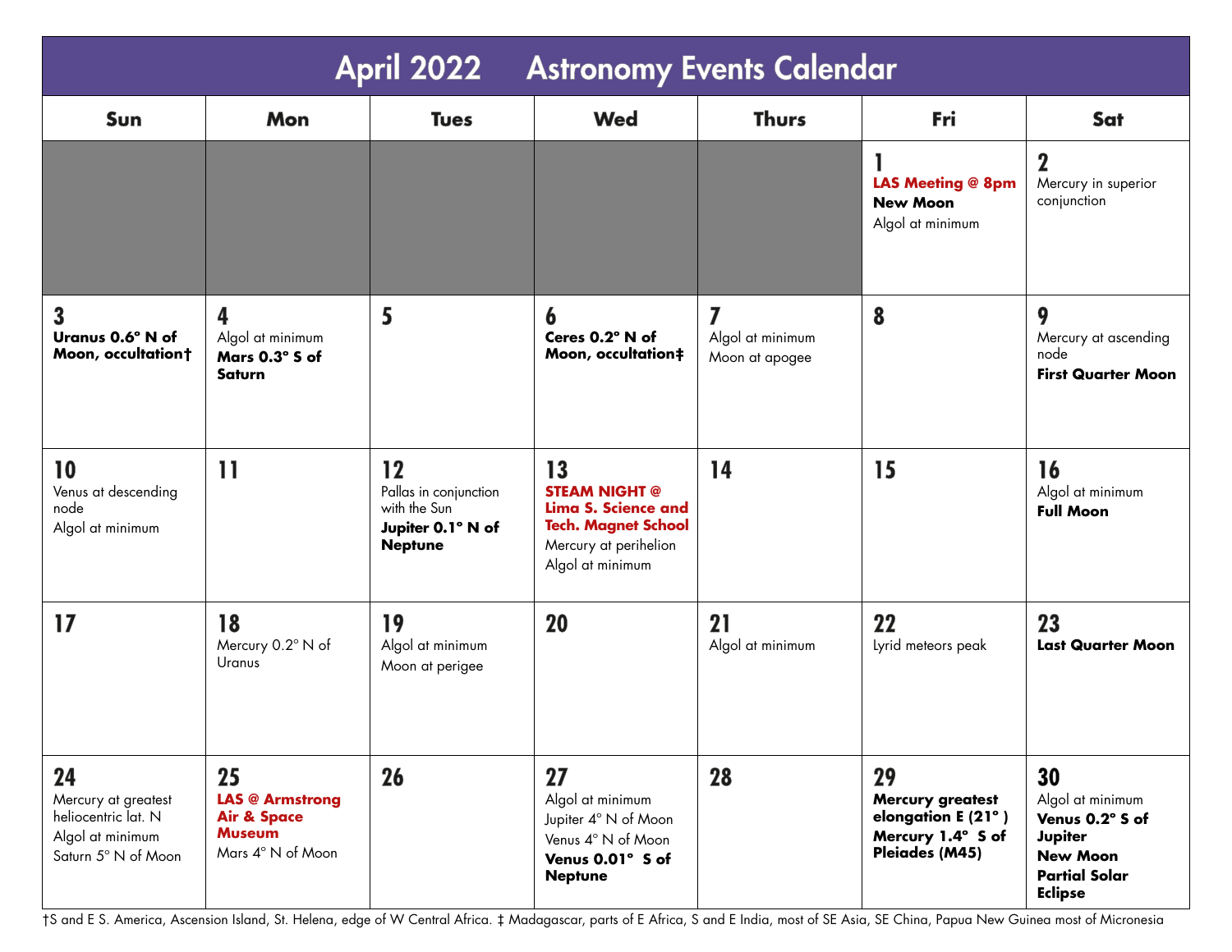# April 2022 Astronomy Events Calendar

| Sun | Mon | Tues | Wed | Thurs | Fri | Sat |
|---|---|---|---|---|---|---|
| | | | | | **1** <br> **LAS Meeting @ 8pm** <br> **New Moon** <br> Algol at minimum | **2** <br> Mercury in superior conjunction |
| **3** <br> **Uranus 0.6° N of Moon, occultation†** | **4** <br> Algol at minimum <br> **Mars 0.3° S of Saturn** | **5** | **6** <br> **Ceres 0.2° N of Moon, occultation‡** | **7** <br> Algol at minimum <br> Moon at apogee | **8** | **9** <br> Mercury at ascending node <br> **First Quarter Moon** |
| **10** <br> Venus at descending node <br> Algol at minimum | **11** | **12** <br> Pallas in conjunction with the Sun <br> **Jupiter 0.1° N of Neptune** | **13** <br> **STEAM NIGHT @ Lima S. Science and Tech. Magnet School** <br> Mercury at perihelion <br> Algol at minimum | **14** | **15** | **16** <br> Algol at minimum <br> **Full Moon** |
| **17** | **18** <br> Mercury 0.2° N of Uranus | **19** <br> Algol at minimum <br> Moon at perigee | **20** | **21** <br> Algol at minimum | **22** <br> Lyrid meteors peak | **23** <br> **Last Quarter Moon** |
| **24** <br> Mercury at greatest heliocentric lat. N <br> Algol at minimum <br> Saturn 5° N of Moon | **25** <br> **LAS @ Armstrong Air & Space Museum** <br> Mars 4° N of Moon | **26** | **27** <br> Algol at minimum <br> Jupiter 4° N of Moon <br> Venus 4° N of Moon <br> **Venus 0.01° S of Neptune** | **28** | **29** <br> **Mercury greatest elongation E (21° )** <br> **Mercury 1.4° S of Pleiades (M45)** | **30** <br> Algol at minimum <br> **Venus 0.2° S of Jupiter** <br> **New Moon** <br> **Partial Solar Eclipse** |

†S and E S. America, Ascension Island, St. Helena, edge of W Central Africa. ‡ Madagascar, parts of E Africa, S and E India, most of SE Asia, SE China, Papua New Guinea most of Micronesia